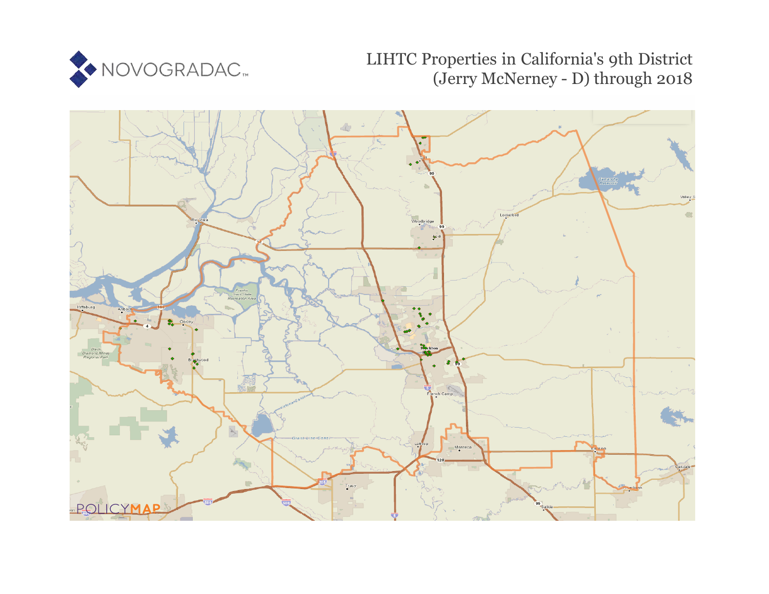# LIHTC Properties in California's 9th District (Jerry McNerney - D) through 2018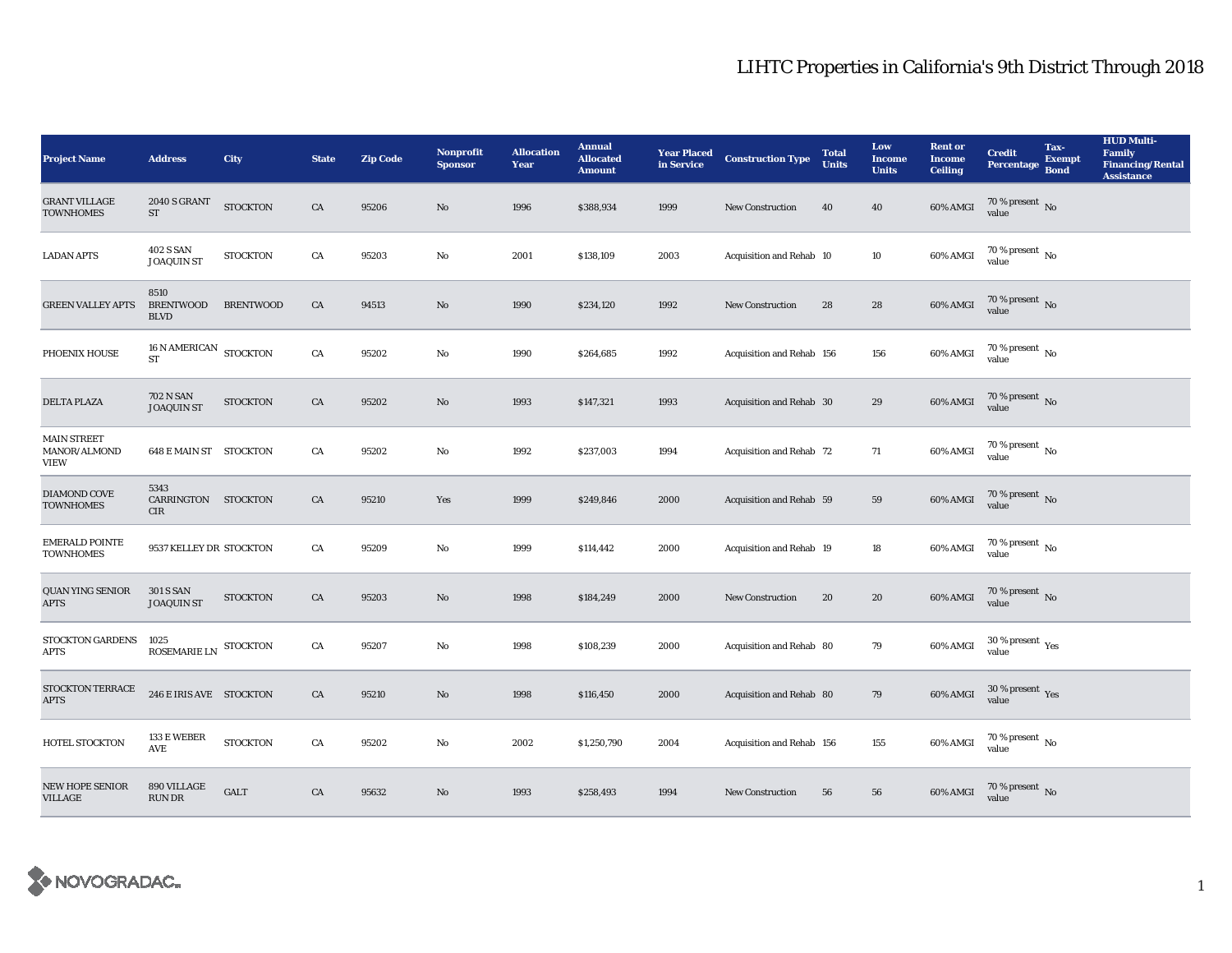# LIHTC Properties in California's 9th District Through 2018

| Project Name | Address | City | State | Zip Code | Nonprofit Sponsor | Allocation Year | Annual Allocated Amount | Year Placed in Service | Construction Type | Total Units | Low Income Units | Rent or Income Ceiling | Credit Percentage | Tax-Exempt Bond | HUD Multi-Family Financing/Rental Assistance |
|---|---|---|---|---|---|---|---|---|---|---|---|---|---|---|---|
| GRANT VILLAGE TOWNHOMES | 2040 S GRANT ST | STOCKTON | CA | 95206 | No | 1996 | $388,934 | 1999 | New Construction | 40 | 40 | 60% AMGI | 70 % present value | No | |
| LADAN APTS | 402 S SAN JOAQUIN ST | STOCKTON | CA | 95203 | No | 2001 | $138,109 | 2003 | Acquisition and Rehab | 10 | 10 | 60% AMGI | 70 % present value | No | |
| GREEN VALLEY APTS | 8510 BRENTWOOD BLVD | BRENTWOOD | CA | 94513 | No | 1990 | $234,120 | 1992 | New Construction | 28 | 28 | 60% AMGI | 70 % present value | No | |
| PHOENIX HOUSE | 16 N AMERICAN ST | STOCKTON | CA | 95202 | No | 1990 | $264,685 | 1992 | Acquisition and Rehab | 156 | 156 | 60% AMGI | 70 % present value | No | |
| DELTA PLAZA | 702 N SAN JOAQUIN ST | STOCKTON | CA | 95202 | No | 1993 | $147,321 | 1993 | Acquisition and Rehab | 30 | 29 | 60% AMGI | 70 % present value | No | |
| MAIN STREET MANOR/ALMOND VIEW | 648 E MAIN ST | STOCKTON | CA | 95202 | No | 1992 | $237,003 | 1994 | Acquisition and Rehab | 72 | 71 | 60% AMGI | 70 % present value | No | |
| DIAMOND COVE TOWNHOMES | 5343 CARRINGTON CIR | STOCKTON | CA | 95210 | Yes | 1999 | $249,846 | 2000 | Acquisition and Rehab | 59 | 59 | 60% AMGI | 70 % present value | No | |
| EMERALD POINTE TOWNHOMES | 9537 KELLEY DR | STOCKTON | CA | 95209 | No | 1999 | $114,442 | 2000 | Acquisition and Rehab | 19 | 18 | 60% AMGI | 70 % present value | No | |
| QUAN YING SENIOR APTS | 301 S SAN JOAQUIN ST | STOCKTON | CA | 95203 | No | 1998 | $184,249 | 2000 | New Construction | 20 | 20 | 60% AMGI | 70 % present value | No | |
| STOCKTON GARDENS APTS | 1025 ROSEMARIE LN | STOCKTON | CA | 95207 | No | 1998 | $108,239 | 2000 | Acquisition and Rehab | 80 | 79 | 60% AMGI | 30 % present value | Yes | |
| STOCKTON TERRACE APTS | 246 E IRIS AVE | STOCKTON | CA | 95210 | No | 1998 | $116,450 | 2000 | Acquisition and Rehab | 80 | 79 | 60% AMGI | 30 % present value | Yes | |
| HOTEL STOCKTON | 133 E WEBER AVE | STOCKTON | CA | 95202 | No | 2002 | $1,250,790 | 2004 | Acquisition and Rehab | 156 | 155 | 60% AMGI | 70 % present value | No | |
| NEW HOPE SENIOR VILLAGE | 890 VILLAGE RUN DR | GALT | CA | 95632 | No | 1993 | $258,493 | 1994 | New Construction | 56 | 56 | 60% AMGI | 70 % present value | No | |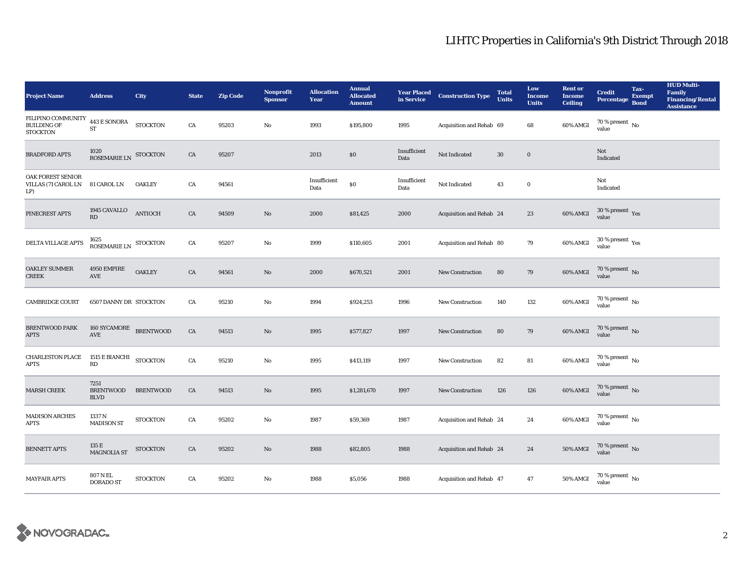# LIHTC Properties in California's 9th District Through 2018

| Project Name | Address | City | State | Zip Code | Nonprofit Sponsor | Allocation Year | Annual Allocated Amount | Year Placed in Service | Construction Type | Total Units | Low Income Units | Rent or Income Ceiling | Credit Percentage | Tax-Exempt Bond | HUD Multi-Family Financing/Rental Assistance |
|---|---|---|---|---|---|---|---|---|---|---|---|---|---|---|---|
| FILIPINO COMMUNITY BUILDING OF STOCKTON | 443 E SONORA ST | STOCKTON | CA | 95203 | No | 1993 | $195,800 | 1995 | Acquisition and Rehab | 69 | 68 | 60% AMGI | 70 % present value | No | |
| BRADFORD APTS | 1020 ROSEMARIE LN | STOCKTON | CA | 95207 | | 2013 | $0 | Insufficient Data | Not Indicated | 30 | 0 | | Not Indicated | | |
| OAK FOREST SENIOR VILLAS (71 CAROL LN LP) | 81 CAROL LN | OAKLEY | CA | 94561 | | Insufficient Data | $0 | Insufficient Data | Not Indicated | 43 | 0 | | Not Indicated | | |
| PINECREST APTS | 1945 CAVALLO RD | ANTIOCH | CA | 94509 | No | 2000 | $81,425 | 2000 | Acquisition and Rehab | 24 | 23 | 60% AMGI | 30 % present value | Yes | |
| DELTA VILLAGE APTS | 1625 ROSEMARIE LN | STOCKTON | CA | 95207 | No | 1999 | $110,605 | 2001 | Acquisition and Rehab | 80 | 79 | 60% AMGI | 30 % present value | Yes | |
| OAKLEY SUMMER CREEK | 4950 EMPIRE AVE | OAKLEY | CA | 94561 | No | 2000 | $670,521 | 2001 | New Construction | 80 | 79 | 60% AMGI | 70 % present value | No | |
| CAMBRIDGE COURT | 6507 DANNY DR | STOCKTON | CA | 95210 | No | 1994 | $924,253 | 1996 | New Construction | 140 | 132 | 60% AMGI | 70 % present value | No | |
| BRENTWOOD PARK APTS | 160 SYCAMORE AVE | BRENTWOOD | CA | 94513 | No | 1995 | $577,827 | 1997 | New Construction | 80 | 79 | 60% AMGI | 70 % present value | No | |
| CHARLESTON PLACE APTS | 1515 E BIANCHI RD | STOCKTON | CA | 95210 | No | 1995 | $413,119 | 1997 | New Construction | 82 | 81 | 60% AMGI | 70 % present value | No | |
| MARSH CREEK | 7251 BRENTWOOD BLVD | BRENTWOOD | CA | 94513 | No | 1995 | $1,281,670 | 1997 | New Construction | 126 | 126 | 60% AMGI | 70 % present value | No | |
| MADISON ARCHES APTS | 1337 N MADISON ST | STOCKTON | CA | 95202 | No | 1987 | $59,369 | 1987 | Acquisition and Rehab | 24 | 24 | 60% AMGI | 70 % present value | No | |
| BENNETT APTS | 135 E MAGNOLIA ST | STOCKTON | CA | 95202 | No | 1988 | $82,805 | 1988 | Acquisition and Rehab | 24 | 24 | 50% AMGI | 70 % present value | No | |
| MAYFAIR APTS | 807 N EL DORADO ST | STOCKTON | CA | 95202 | No | 1988 | $5,056 | 1988 | Acquisition and Rehab | 47 | 47 | 50% AMGI | 70 % present value | No | |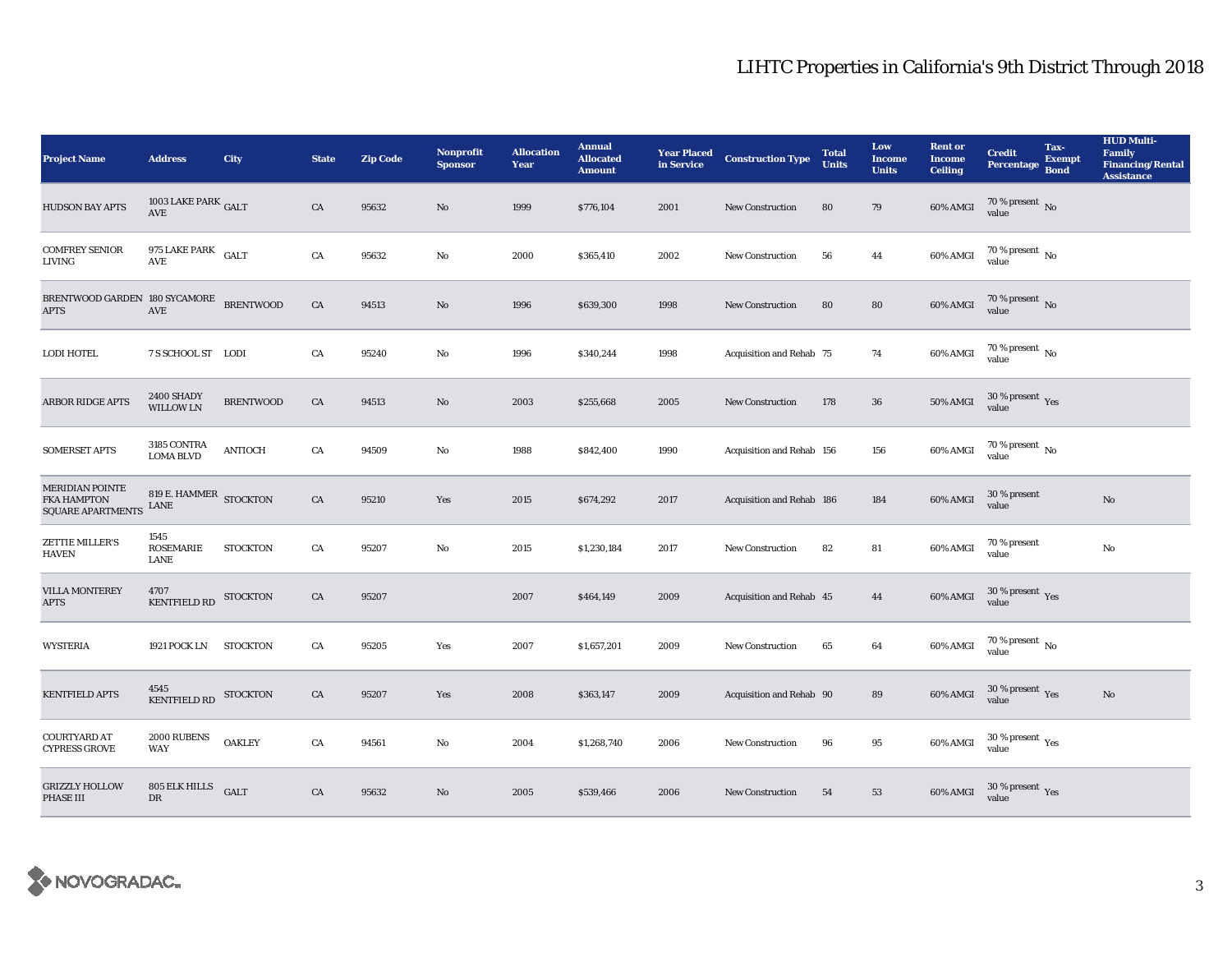# LIHTC Properties in California's 9th District Through 2018

| Project Name | Address | City | State | Zip Code | Nonprofit Sponsor | Allocation Year | Annual Allocated Amount | Year Placed in Service | Construction Type | Total Units | Low Income Units | Rent or Income Ceiling | Credit Percentage | Tax-Exempt Bond | HUD Multi-Family Financing/Rental Assistance |
|---|---|---|---|---|---|---|---|---|---|---|---|---|---|---|---|
| HUDSON BAY APTS | 1003 LAKE PARK AVE | GALT | CA | 95632 | No | 1999 | $776,104 | 2001 | New Construction | 80 | 79 | 60% AMGI | 70 % present value | No | |
| COMFREY SENIOR LIVING | 975 LAKE PARK AVE | GALT | CA | 95632 | No | 2000 | $365,410 | 2002 | New Construction | 56 | 44 | 60% AMGI | 70 % present value | No | |
| BRENTWOOD GARDEN APTS | 180 SYCAMORE AVE | BRENTWOOD | CA | 94513 | No | 1996 | $639,300 | 1998 | New Construction | 80 | 80 | 60% AMGI | 70 % present value | No | |
| LODI HOTEL | 7 S SCHOOL ST | LODI | CA | 95240 | No | 1996 | $340,244 | 1998 | Acquisition and Rehab | 75 | 74 | 60% AMGI | 70 % present value | No | |
| ARBOR RIDGE APTS | 2400 SHADY WILLOW LN | BRENTWOOD | CA | 94513 | No | 2003 | $255,668 | 2005 | New Construction | 178 | 36 | 50% AMGI | 30 % present value | Yes | |
| SOMERSET APTS | 3185 CONTRA LOMA BLVD | ANTIOCH | CA | 94509 | No | 1988 | $842,400 | 1990 | Acquisition and Rehab | 156 | 156 | 60% AMGI | 70 % present value | No | |
| MERIDIAN POINTE FKA HAMPTON SQUARE APARTMENTS | 819 E. HAMMER LANE | STOCKTON | CA | 95210 | Yes | 2015 | $674,292 | 2017 | Acquisition and Rehab | 186 | 184 | 60% AMGI | 30 % present value | | No |
| ZETTIE MILLER'S HAVEN | 1545 ROSEMARIE LANE | STOCKTON | CA | 95207 | No | 2015 | $1,230,184 | 2017 | New Construction | 82 | 81 | 60% AMGI | 70 % present value | | No |
| VILLA MONTEREY APTS | 4707 KENTFIELD RD | STOCKTON | CA | 95207 | | 2007 | $464,149 | 2009 | Acquisition and Rehab | 45 | 44 | 60% AMGI | 30 % present value | Yes | |
| WYSTERIA | 1921 POCK LN | STOCKTON | CA | 95205 | Yes | 2007 | $1,657,201 | 2009 | New Construction | 65 | 64 | 60% AMGI | 70 % present value | No | |
| KENTFIELD APTS | 4545 KENTFIELD RD | STOCKTON | CA | 95207 | Yes | 2008 | $363,147 | 2009 | Acquisition and Rehab | 90 | 89 | 60% AMGI | 30 % present value | Yes | No |
| COURTYARD AT CYPRESS GROVE | 2000 RUBENS WAY | OAKLEY | CA | 94561 | No | 2004 | $1,268,740 | 2006 | New Construction | 96 | 95 | 60% AMGI | 30 % present value | Yes | |
| GRIZZLY HOLLOW PHASE III | 805 ELK HILLS DR | GALT | CA | 95632 | No | 2005 | $539,466 | 2006 | New Construction | 54 | 53 | 60% AMGI | 30 % present value | Yes | |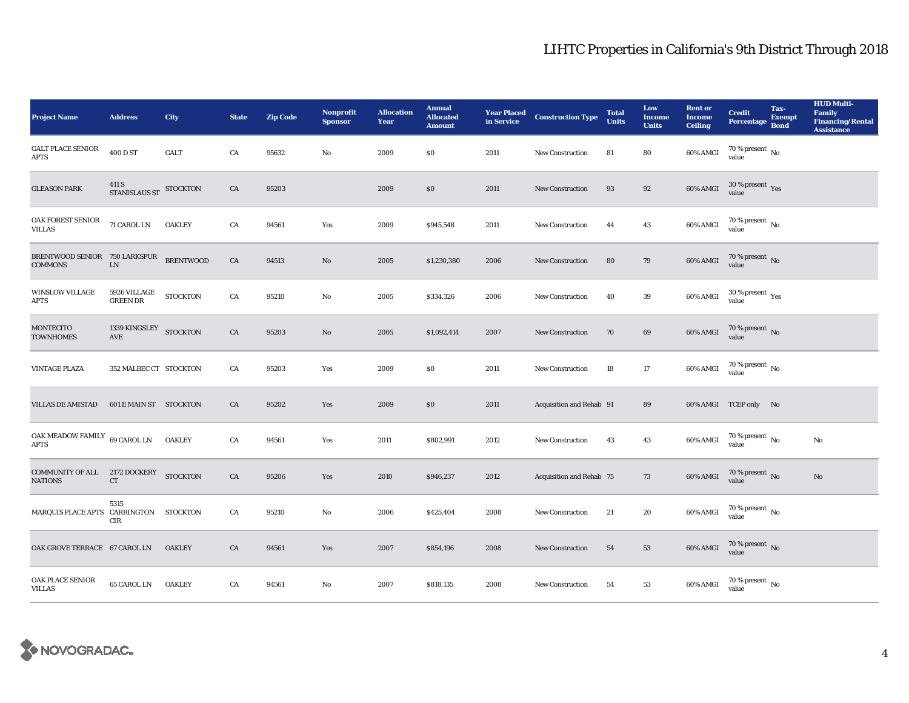# LIHTC Properties in California's 9th District Through 2018

| Project Name | Address | City | State | Zip Code | Nonprofit Sponsor | Allocation Year | Annual Allocated Amount | Year Placed in Service | Construction Type | Total Units | Low Income Units | Rent or Income Ceiling | Credit Percentage | Tax-Exempt Bond | HUD Multi-Family Financing/Rental Assistance |
|---|---|---|---|---|---|---|---|---|---|---|---|---|---|---|---|
| GALT PLACE SENIOR APTS | 400 D ST | GALT | CA | 95632 | No | 2009 | $0 | 2011 | New Construction | 81 | 80 | 60% AMGI | 70 % present value | No | |
| GLEASON PARK | 411 S STANISLAUS ST | STOCKTON | CA | 95203 | | 2009 | $0 | 2011 | New Construction | 93 | 92 | 60% AMGI | 30 % present value | Yes | |
| OAK FOREST SENIOR VILLAS | 71 CAROL LN | OAKLEY | CA | 94561 | Yes | 2009 | $945,548 | 2011 | New Construction | 44 | 43 | 60% AMGI | 70 % present value | No | |
| BRENTWOOD SENIOR COMMONS | 750 LARKSPUR LN | BRENTWOOD | CA | 94513 | No | 2005 | $1,230,380 | 2006 | New Construction | 80 | 79 | 60% AMGI | 70 % present value | No | |
| WINSLOW VILLAGE APTS | 5926 VILLAGE GREEN DR | STOCKTON | CA | 95210 | No | 2005 | $334,326 | 2006 | New Construction | 40 | 39 | 60% AMGI | 30 % present value | Yes | |
| MONTECITO TOWNHOMES | 1339 KINGSLEY AVE | STOCKTON | CA | 95203 | No | 2005 | $1,092,414 | 2007 | New Construction | 70 | 69 | 60% AMGI | 70 % present value | No | |
| VINTAGE PLAZA | 352 MALBEC CT | STOCKTON | CA | 95203 | Yes | 2009 | $0 | 2011 | New Construction | 18 | 17 | 60% AMGI | 70 % present value | No | |
| VILLAS DE AMISTAD | 601 E MAIN ST | STOCKTON | CA | 95202 | Yes | 2009 | $0 | 2011 | Acquisition and Rehab | 91 | 89 | 60% AMGI | TCEP only | No | |
| OAK MEADOW FAMILY APTS | 69 CAROL LN | OAKLEY | CA | 94561 | Yes | 2011 | $802,991 | 2012 | New Construction | 43 | 43 | 60% AMGI | 70 % present value | No | No |
| COMMUNITY OF ALL NATIONS | 2172 DOCKERY CT | STOCKTON | CA | 95206 | Yes | 2010 | $946,237 | 2012 | Acquisition and Rehab | 75 | 73 | 60% AMGI | 70 % present value | No | No |
| MARQUIS PLACE APTS | 5315 CARRINGTON CIR | STOCKTON | CA | 95210 | No | 2006 | $425,404 | 2008 | New Construction | 21 | 20 | 60% AMGI | 70 % present value | No | |
| OAK GROVE TERRACE | 67 CAROL LN | OAKLEY | CA | 94561 | Yes | 2007 | $854,196 | 2008 | New Construction | 54 | 53 | 60% AMGI | 70 % present value | No | |
| OAK PLACE SENIOR VILLAS | 65 CAROL LN | OAKLEY | CA | 94561 | No | 2007 | $818,135 | 2008 | New Construction | 54 | 53 | 60% AMGI | 70 % present value | No | |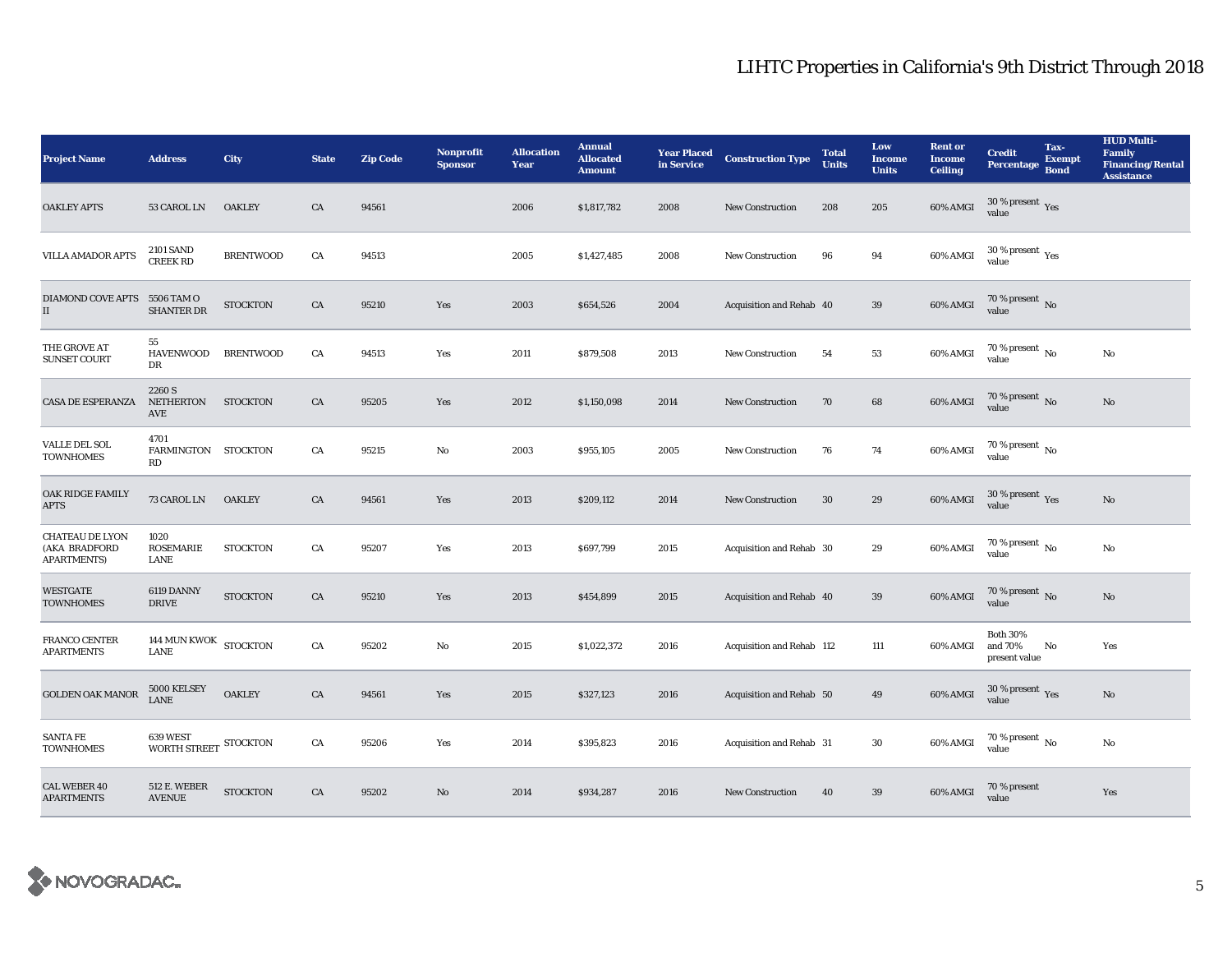# LIHTC Properties in California's 9th District Through 2018

| Project Name | Address | City | State | Zip Code | Nonprofit Sponsor | Allocation Year | Annual Allocated Amount | Year Placed in Service | Construction Type | Total Units | Low Income Units | Rent or Income Ceiling | Credit Percentage | Tax-Exempt Bond | HUD Multi-Family Financing/Rental Assistance |
|---|---|---|---|---|---|---|---|---|---|---|---|---|---|---|---|
| OAKLEY APTS | 53 CAROL LN | OAKLEY | CA | 94561 | | 2006 | $1,817,782 | 2008 | New Construction | 208 | 205 | 60% AMGI | 30 % present value | Yes | |
| VILLA AMADOR APTS | 2101 SAND CREEK RD | BRENTWOOD | CA | 94513 | | 2005 | $1,427,485 | 2008 | New Construction | 96 | 94 | 60% AMGI | 30 % present value | Yes | |
| DIAMOND COVE APTS II | 5506 TAM O SHANTER DR | STOCKTON | CA | 95210 | Yes | 2003 | $654,526 | 2004 | Acquisition and Rehab | 40 | 39 | 60% AMGI | 70 % present value | No | |
| THE GROVE AT SUNSET COURT | 55 HAVENWOOD DR | BRENTWOOD | CA | 94513 | Yes | 2011 | $879,508 | 2013 | New Construction | 54 | 53 | 60% AMGI | 70 % present value | No | No |
| CASA DE ESPERANZA | 2260 S NETHERTON AVE | STOCKTON | CA | 95205 | Yes | 2012 | $1,150,098 | 2014 | New Construction | 70 | 68 | 60% AMGI | 70 % present value | No | No |
| VALLE DEL SOL TOWNHOMES | 4701 FARMINGTON RD | STOCKTON | CA | 95215 | No | 2003 | $955,105 | 2005 | New Construction | 76 | 74 | 60% AMGI | 70 % present value | No | |
| OAK RIDGE FAMILY APTS | 73 CAROL LN | OAKLEY | CA | 94561 | Yes | 2013 | $209,112 | 2014 | New Construction | 30 | 29 | 60% AMGI | 30 % present value | Yes | No |
| CHATEAU DE LYON (AKA BRADFORD APARTMENTS) | 1020 ROSEMARIE LANE | STOCKTON | CA | 95207 | Yes | 2013 | $697,799 | 2015 | Acquisition and Rehab | 30 | 29 | 60% AMGI | 70 % present value | No | No |
| WESTGATE TOWNHOMES | 6119 DANNY DRIVE | STOCKTON | CA | 95210 | Yes | 2013 | $454,899 | 2015 | Acquisition and Rehab | 40 | 39 | 60% AMGI | 70 % present value | No | No |
| FRANCO CENTER APARTMENTS | 144 MUN KWOK LANE | STOCKTON | CA | 95202 | No | 2015 | $1,022,372 | 2016 | Acquisition and Rehab | 112 | 111 | 60% AMGI | Both 30% and 70% present value | No | Yes |
| GOLDEN OAK MANOR | 5000 KELSEY LANE | OAKLEY | CA | 94561 | Yes | 2015 | $327,123 | 2016 | Acquisition and Rehab | 50 | 49 | 60% AMGI | 30 % present value | Yes | No |
| SANTA FE TOWNHOMES | 639 WEST WORTH STREET | STOCKTON | CA | 95206 | Yes | 2014 | $395,823 | 2016 | Acquisition and Rehab | 31 | 30 | 60% AMGI | 70 % present value | No | No |
| CAL WEBER 40 APARTMENTS | 512 E. WEBER AVENUE | STOCKTON | CA | 95202 | No | 2014 | $934,287 | 2016 | New Construction | 40 | 39 | 60% AMGI | 70 % present value | | Yes |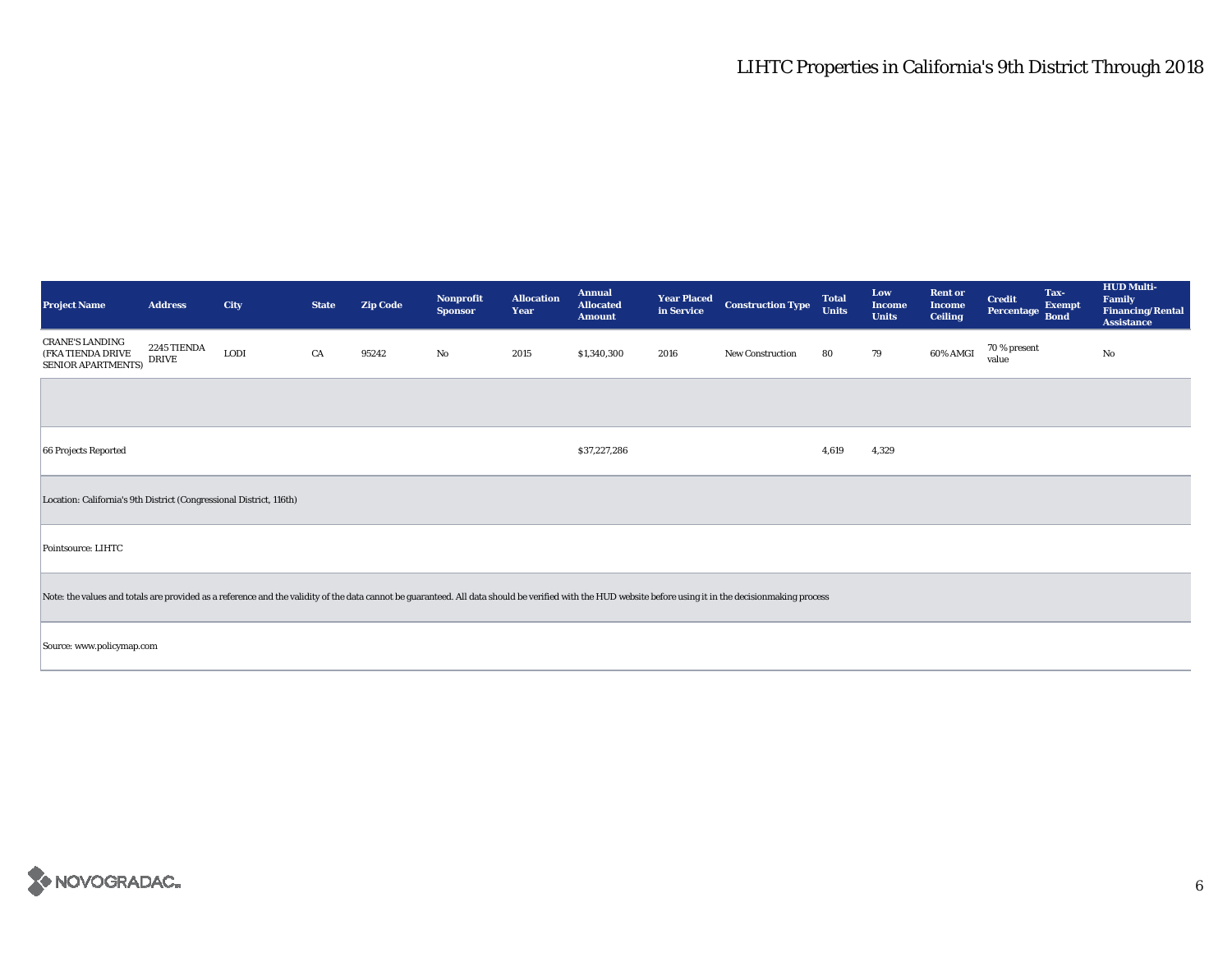# LIHTC Properties in California's 9th District Through 2018

| Project Name | Address | City | State | Zip Code | Nonprofit Sponsor | Allocation Year | Annual Allocated Amount | Year Placed in Service | Construction Type | Total Units | Low Income Units | Rent or Income Ceiling | Credit Percentage | Tax-Exempt Bond | HUD Multi-Family Financing/Rental Assistance |
|---|---|---|---|---|---|---|---|---|---|---|---|---|---|---|---|
| CRANE'S LANDING (FKA TIENDA DRIVE SENIOR APARTMENTS) | 2245 TIENDA DRIVE | LODI | CA | 95242 | No | 2015 | $1,340,300 | 2016 | New Construction | 80 | 79 | 60% AMGI | 70 % present value | | No |
| | | | | | | | | | | | | | | | |
| 66 Projects Reported | | | | | | | $37,227,286 | | | 4,619 | 4,329 | | | | |

Location: California's 9th District (Congressional District, 116th)

Pointsource: LIHTC

Note: the values and totals are provided as a reference and the validity of the data cannot be guaranteed. All data should be verified with the HUD website before using it in the decisionmaking process

Source: www.policymap.com